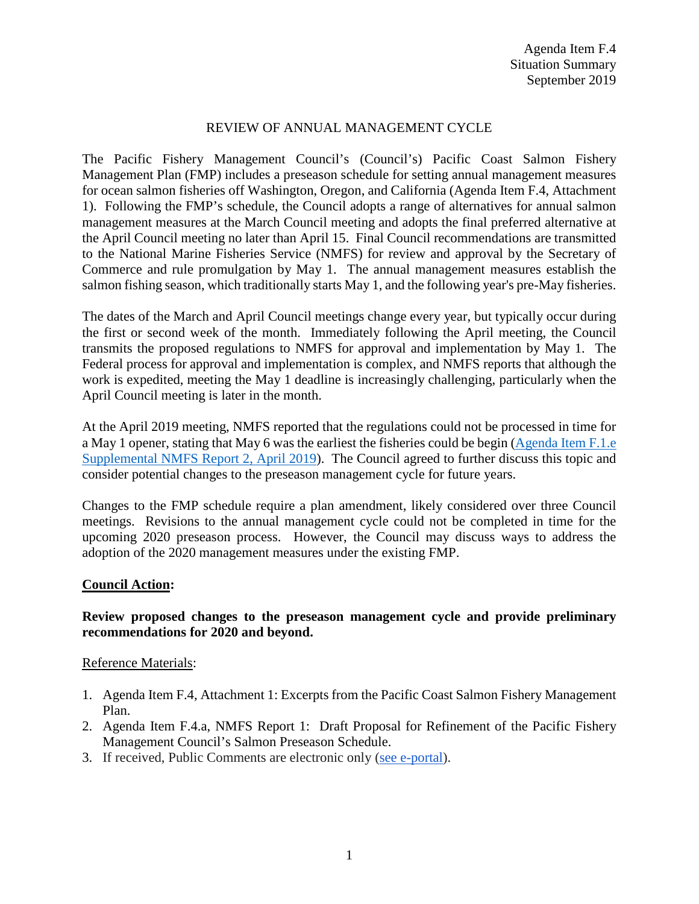Agenda Item F.4
Situation Summary
September 2019

# REVIEW OF ANNUAL MANAGEMENT CYCLE

The Pacific Fishery Management Council's (Council's) Pacific Coast Salmon Fishery Management Plan (FMP) includes a preseason schedule for setting annual management measures for ocean salmon fisheries off Washington, Oregon, and California (Agenda Item F.4, Attachment 1). Following the FMP's schedule, the Council adopts a range of alternatives for annual salmon management measures at the March Council meeting and adopts the final preferred alternative at the April Council meeting no later than April 15. Final Council recommendations are transmitted to the National Marine Fisheries Service (NMFS) for review and approval by the Secretary of Commerce and rule promulgation by May 1. The annual management measures establish the salmon fishing season, which traditionally starts May 1, and the following year's pre-May fisheries.

The dates of the March and April Council meetings change every year, but typically occur during the first or second week of the month. Immediately following the April meeting, the Council transmits the proposed regulations to NMFS for approval and implementation by May 1. The Federal process for approval and implementation is complex, and NMFS reports that although the work is expedited, meeting the May 1 deadline is increasingly challenging, particularly when the April Council meeting is later in the month.

At the April 2019 meeting, NMFS reported that the regulations could not be processed in time for a May 1 opener, stating that May 6 was the earliest the fisheries could be begin (Agenda Item F.1.e Supplemental NMFS Report 2, April 2019). The Council agreed to further discuss this topic and consider potential changes to the preseason management cycle for future years.

Changes to the FMP schedule require a plan amendment, likely considered over three Council meetings. Revisions to the annual management cycle could not be completed in time for the upcoming 2020 preseason process. However, the Council may discuss ways to address the adoption of the 2020 management measures under the existing FMP.

## **Council Action:**

**Review proposed changes to the preseason management cycle and provide preliminary recommendations for 2020 and beyond.**

Reference Materials:

1. Agenda Item F.4, Attachment 1: Excerpts from the Pacific Coast Salmon Fishery Management Plan.
2. Agenda Item F.4.a, NMFS Report 1: Draft Proposal for Refinement of the Pacific Fishery Management Council's Salmon Preseason Schedule.
3. If received, Public Comments are electronic only (see e-portal).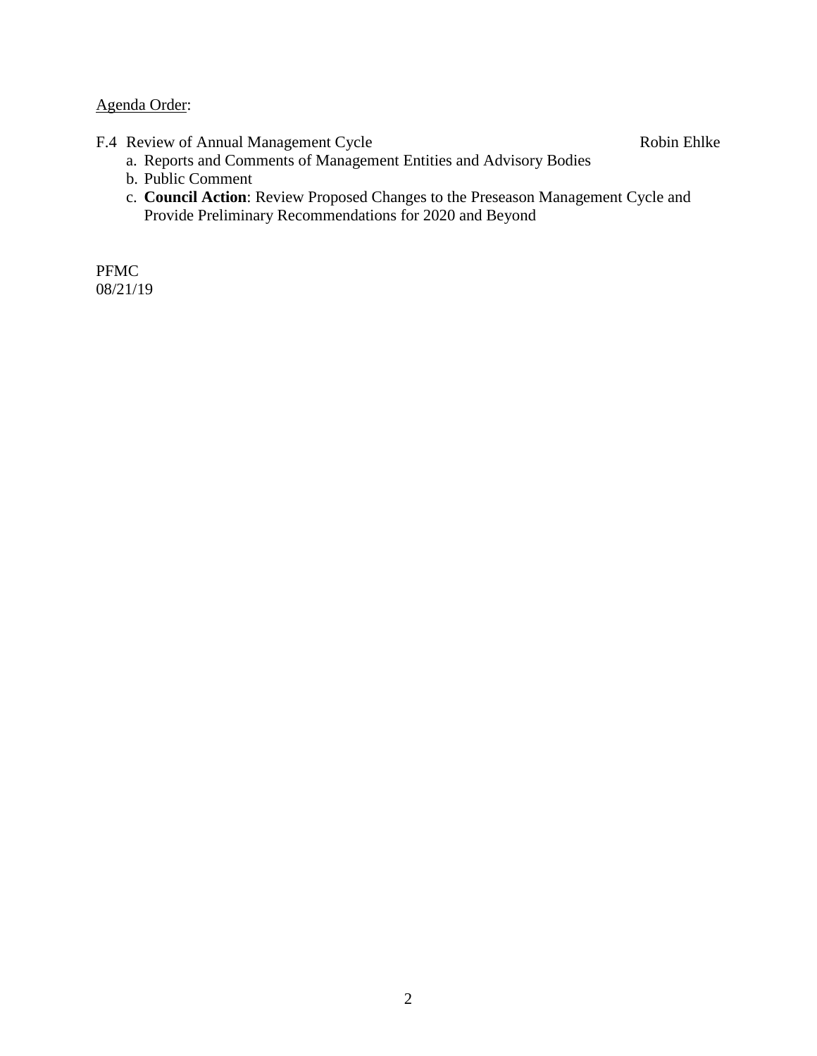Agenda Order:

F.4 Review of Annual Management Cycle Robin Ehlke

a. Reports and Comments of Management Entities and Advisory Bodies
b. Public Comment
c. **Council Action**: Review Proposed Changes to the Preseason Management Cycle and Provide Preliminary Recommendations for 2020 and Beyond

PFMC
08/21/19